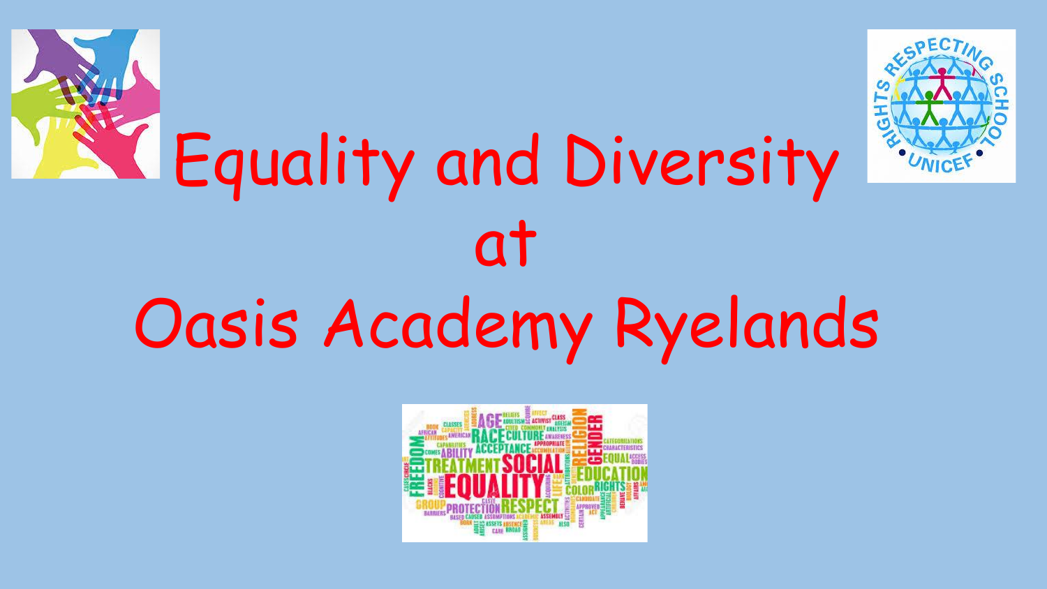# Equality and Diversity at Oasis Academy Ryelands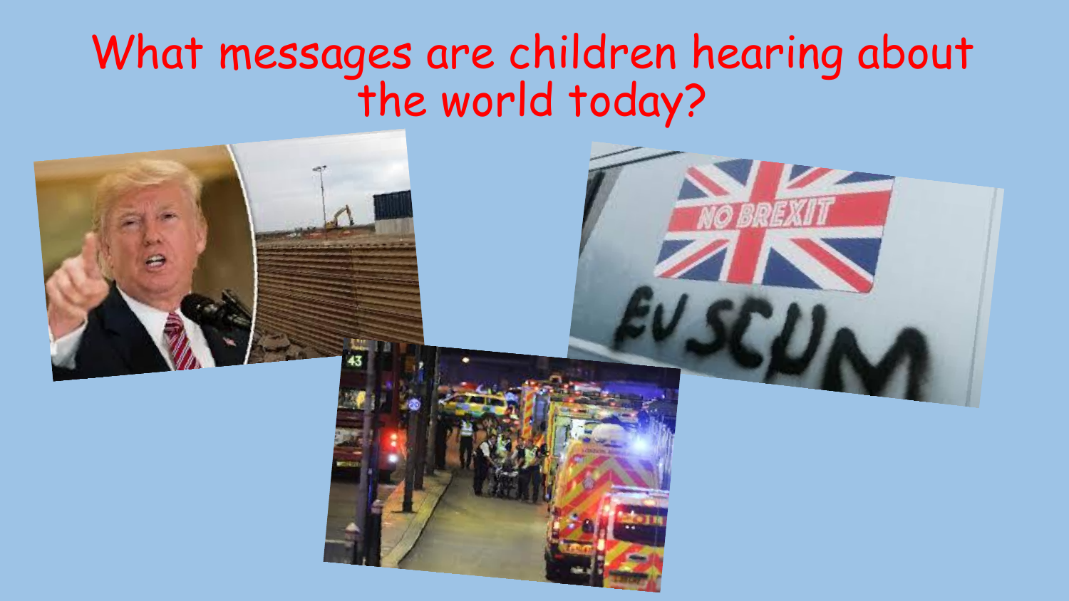# What messages are children hearing about the world today?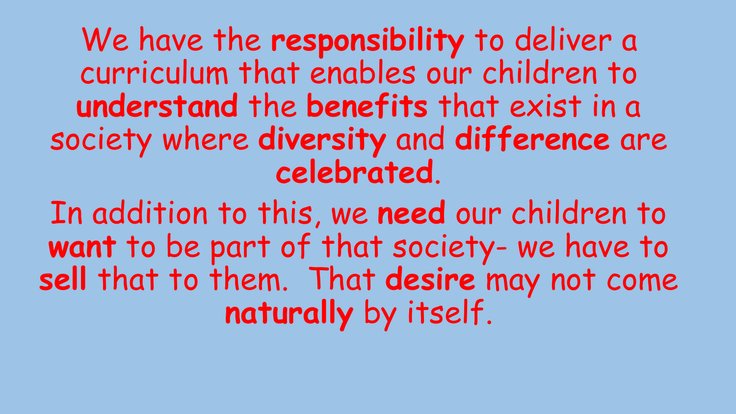We have the **responsibility** to deliver a curriculum that enables our children to **understand** the **benefits** that exist in a society where **diversity** and **difference** are **celebrated**.

In addition to this, we **need** our children to **want** to be part of that society- we have to **sell** that to them. That **desire** may not come **naturally** by itself.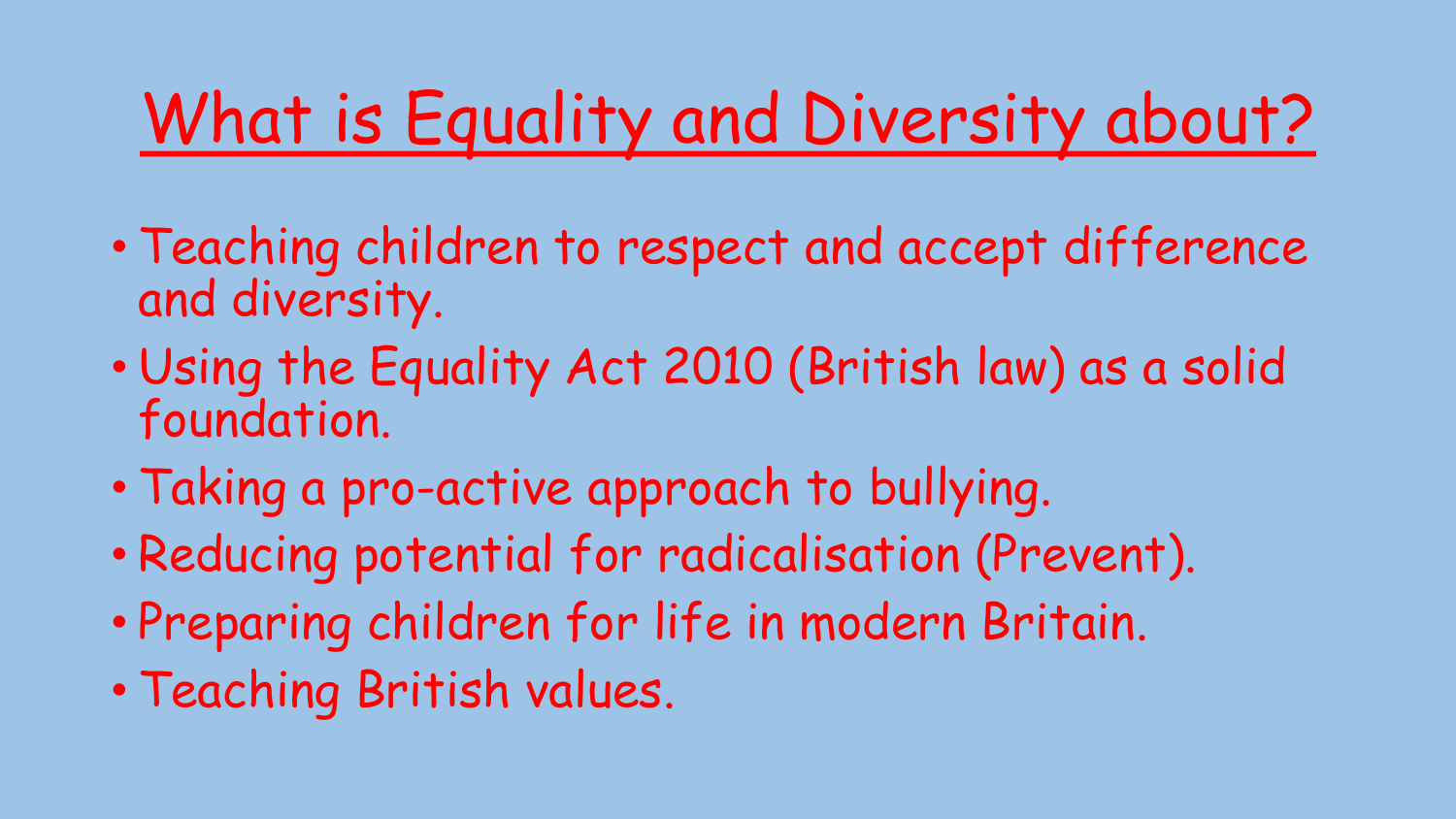# What is Equality and Diversity about?

- Teaching children to respect and accept difference and diversity.
- Using the Equality Act 2010 (British law) as a solid foundation.
- Taking a pro-active approach to bullying.
- Reducing potential for radicalisation (Prevent).
- Preparing children for life in modern Britain.
- Teaching British values.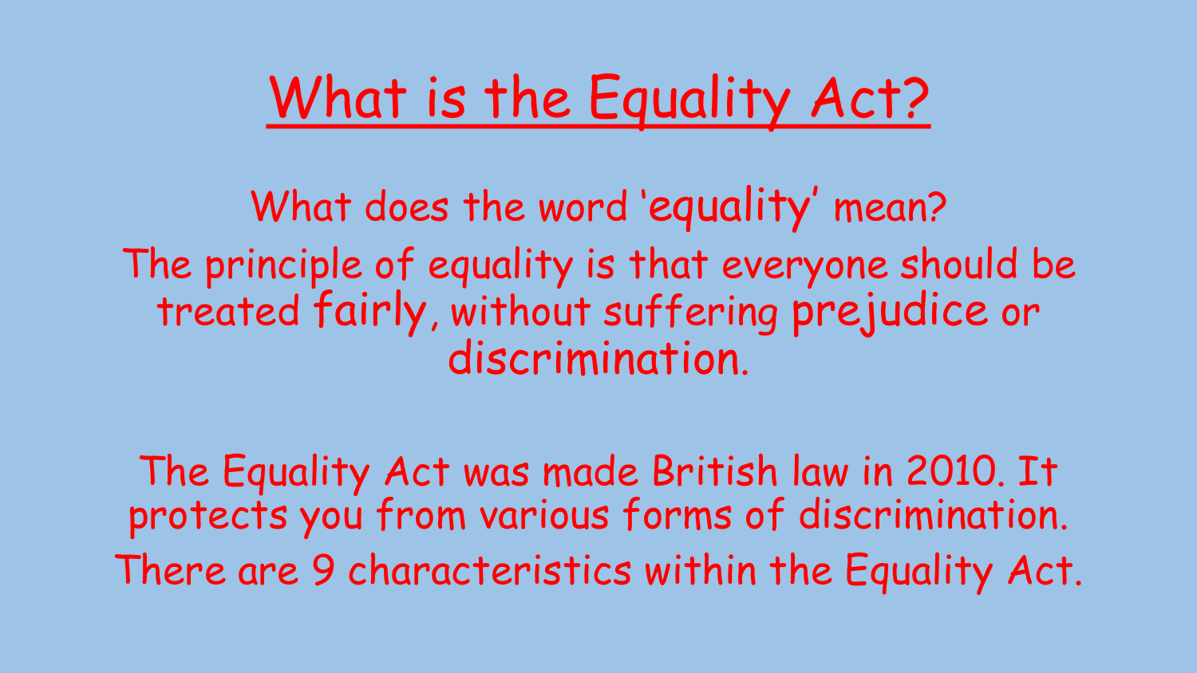# What is the Equality Act?

What does the word 'equality' mean?

The principle of equality is that everyone should be treated fairly, without suffering prejudice or discrimination.

The Equality Act was made British law in 2010. It protects you from various forms of discrimination.

There are 9 characteristics within the Equality Act.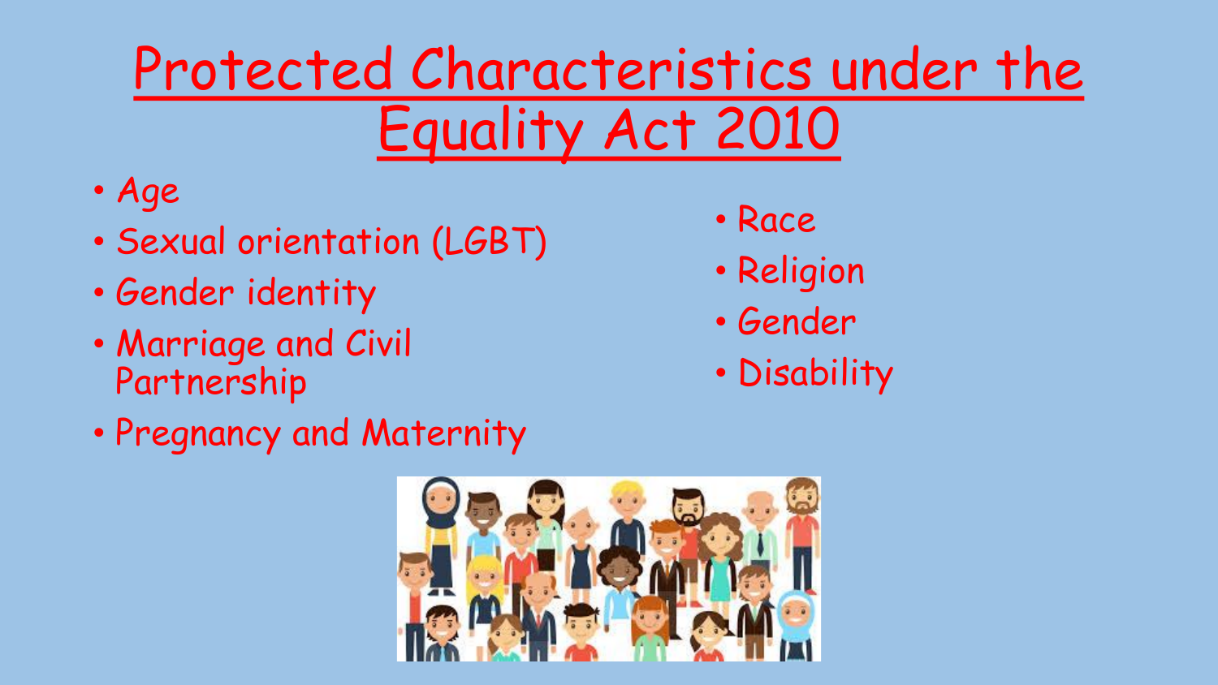# Protected Characteristics under the Equality Act 2010

- Age
- Sexual orientation (LGBT)
- Gender identity
- Marriage and Civil Partnership
- Pregnancy and Maternity
- Race
- Religion
- Gender
- Disability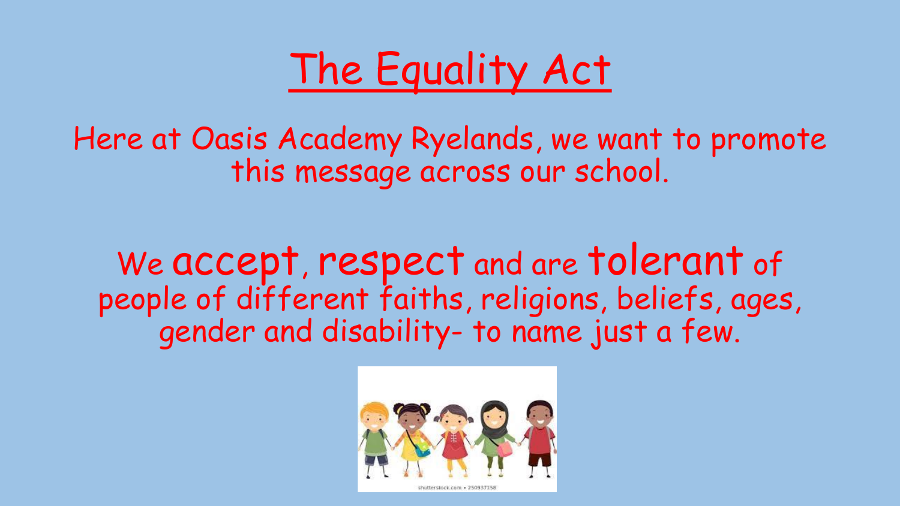# The Equality Act

Here at Oasis Academy Ryelands, we want to promote this message across our school.

We **accept**, **respect** and are **tolerant** of people of different faiths, religions, beliefs, ages, gender and disability- to name just a few.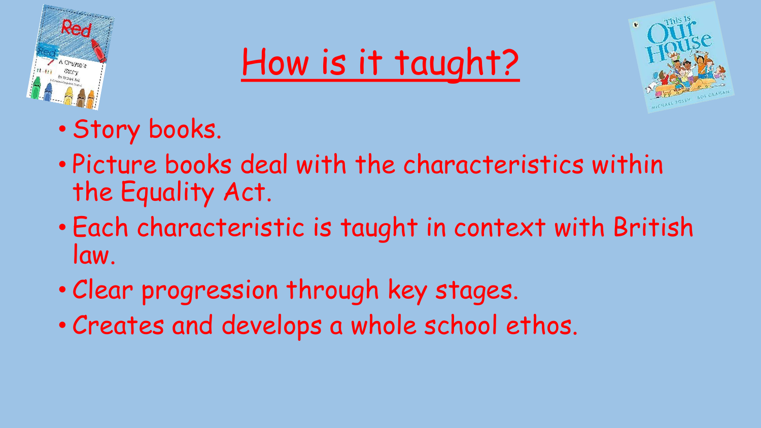# How is it taught?

- Story books.
- Picture books deal with the characteristics within the Equality Act.
- Each characteristic is taught in context with British law.
- Clear progression through key stages.
- Creates and develops a whole school ethos.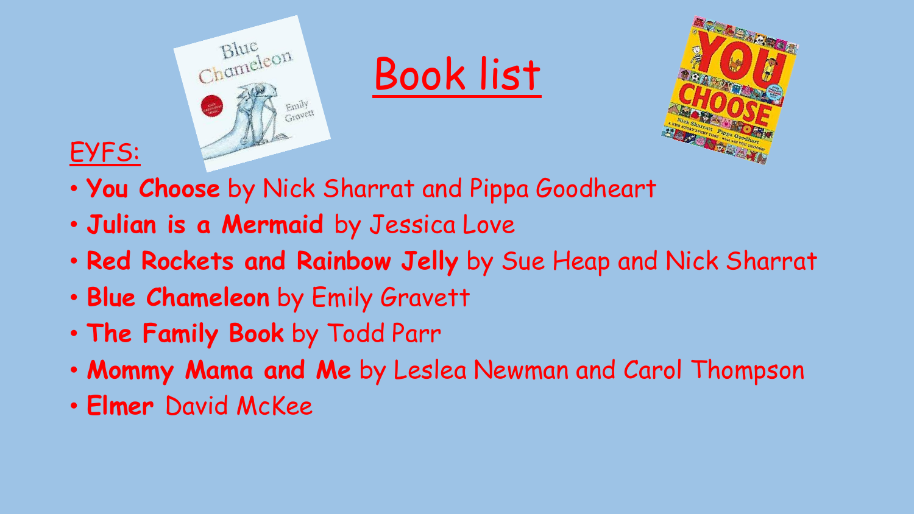# Book list

## EYFS:

- **You Choose** by Nick Sharrat and Pippa Goodheart
- **Julian is a Mermaid** by Jessica Love
- **Red Rockets and Rainbow Jelly** by Sue Heap and Nick Sharrat
- **Blue Chameleon** by Emily Gravett
- **The Family Book** by Todd Parr
- **Mommy Mama and Me** by Leslea Newman and Carol Thompson
- **Elmer** David McKee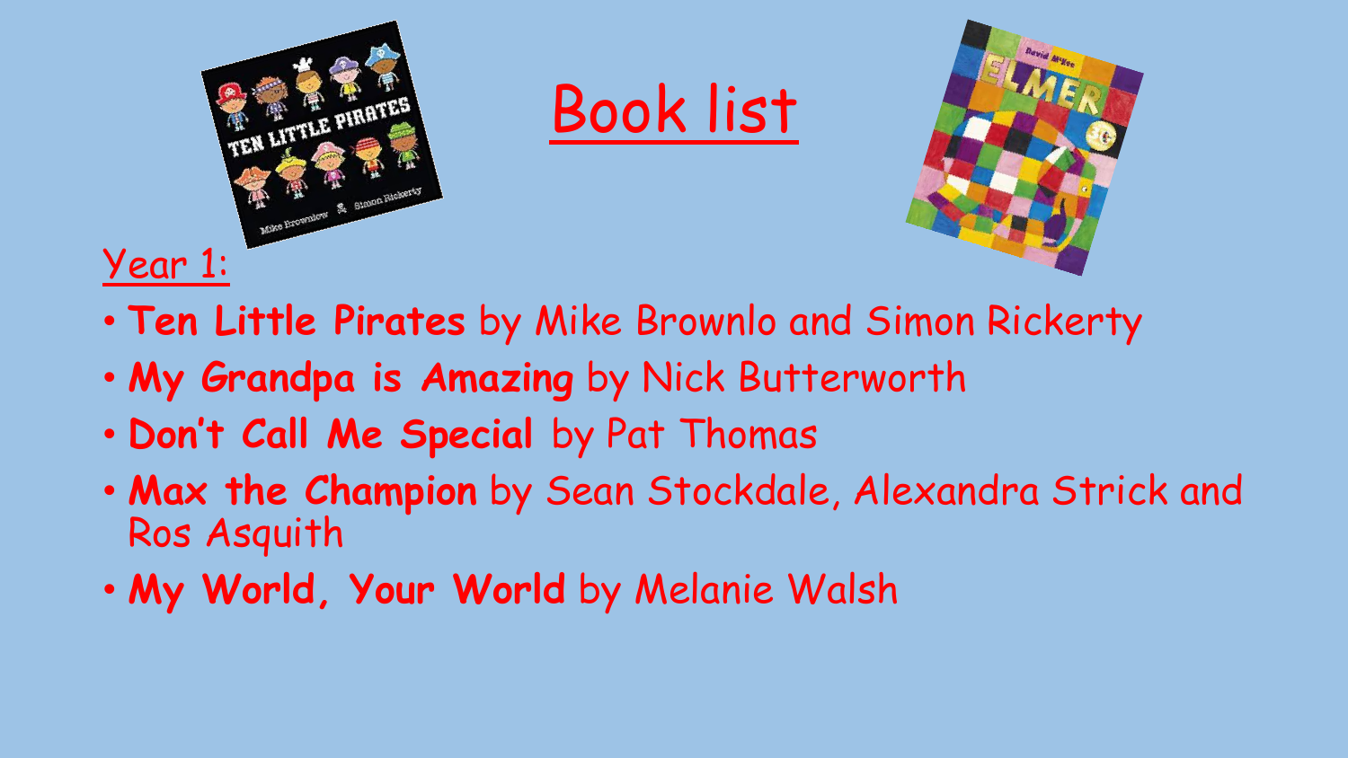# Book list

Year 1:

- **Ten Little Pirates** by Mike Brownlo and Simon Rickerty
- **My Grandpa is Amazing** by Nick Butterworth
- **Don't Call Me Special** by Pat Thomas
- **Max the Champion** by Sean Stockdale, Alexandra Strick and Ros Asquith
- **My World, Your World** by Melanie Walsh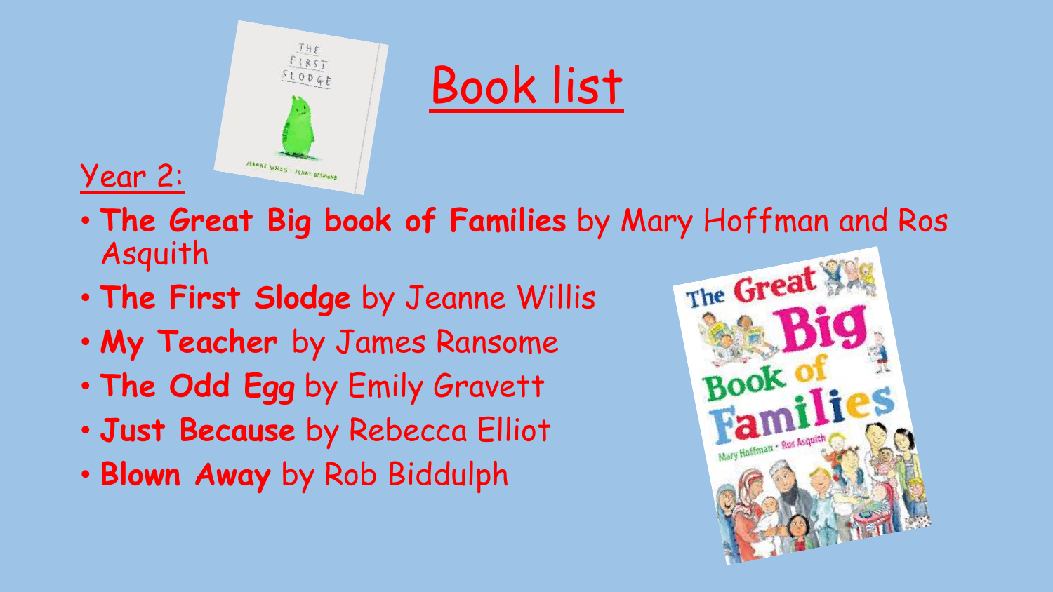# Book list

Year 2:

- **The Great Big book of Families** by Mary Hoffman and Ros Asquith
- **The First Slodge** by Jeanne Willis
- **My Teacher** by James Ransome
- **The Odd Egg** by Emily Gravett
- **Just Because** by Rebecca Elliot
- **Blown Away** by Rob Biddulph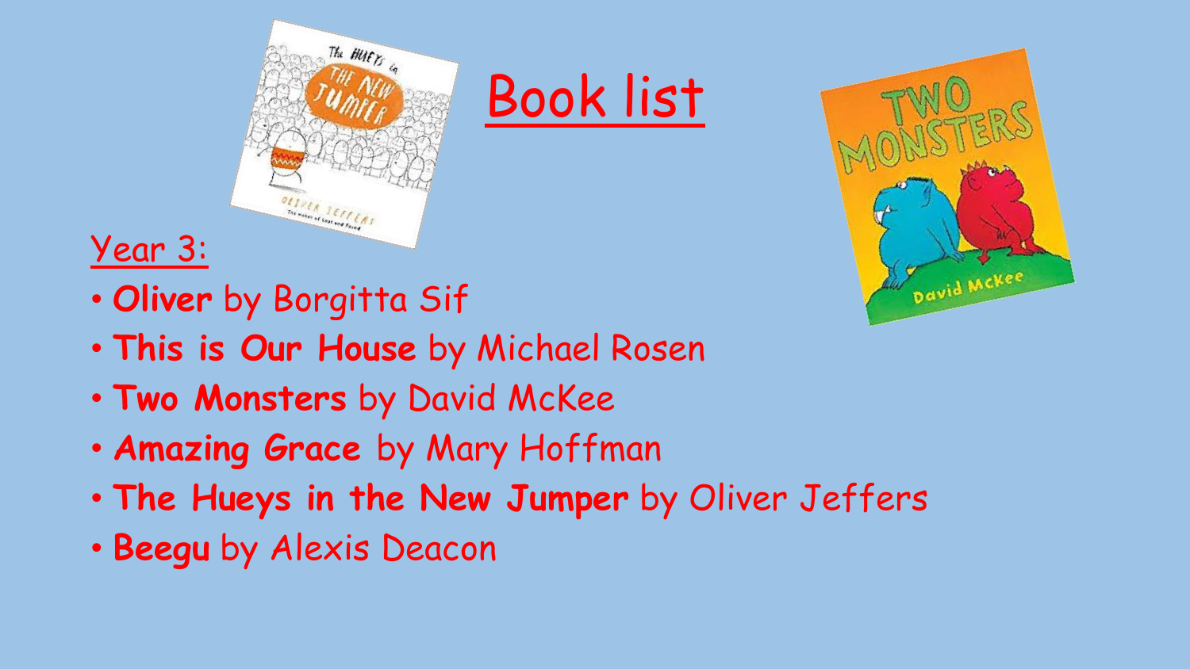# Book list

Year 3:

- **Oliver** by Borgitta Sif
- **This is Our House** by Michael Rosen
- **Two Monsters** by David McKee
- **Amazing Grace** by Mary Hoffman
- **The Hueys in the New Jumper** by Oliver Jeffers
- **Beegu** by Alexis Deacon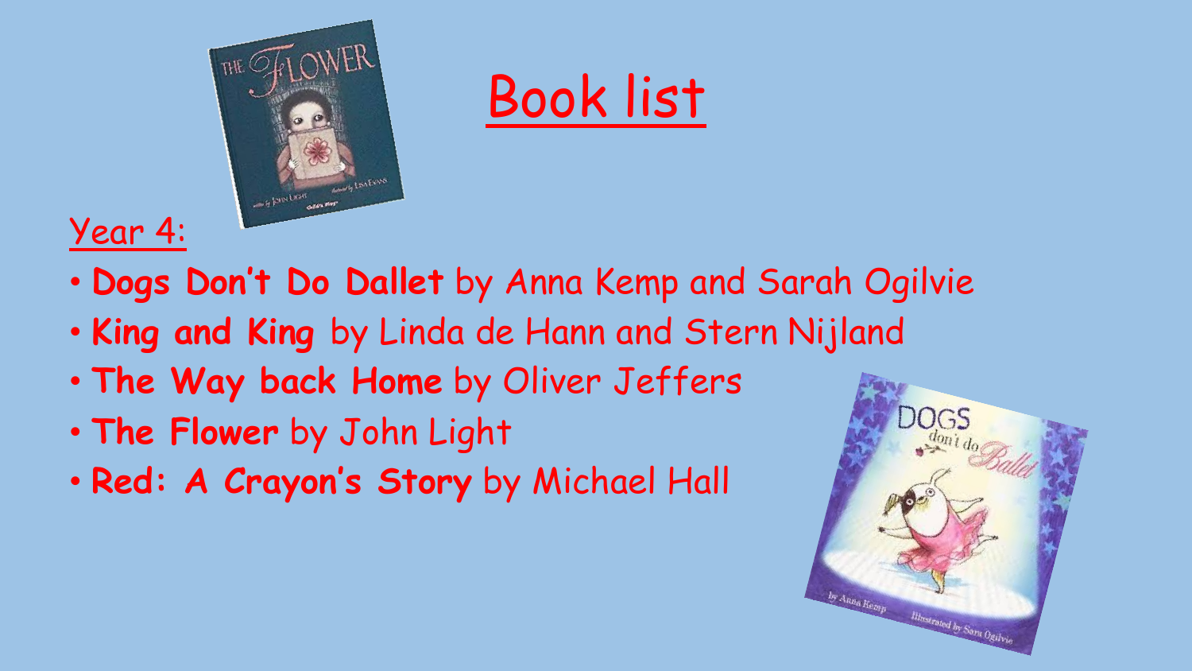# Book list

Year 4:

- **Dogs Don't Do Dallet** by Anna Kemp and Sarah Ogilvie
- **King and King** by Linda de Hann and Stern Nijland
- **The Way back Home** by Oliver Jeffers
- **The Flower** by John Light
- **Red: A Crayon's Story** by Michael Hall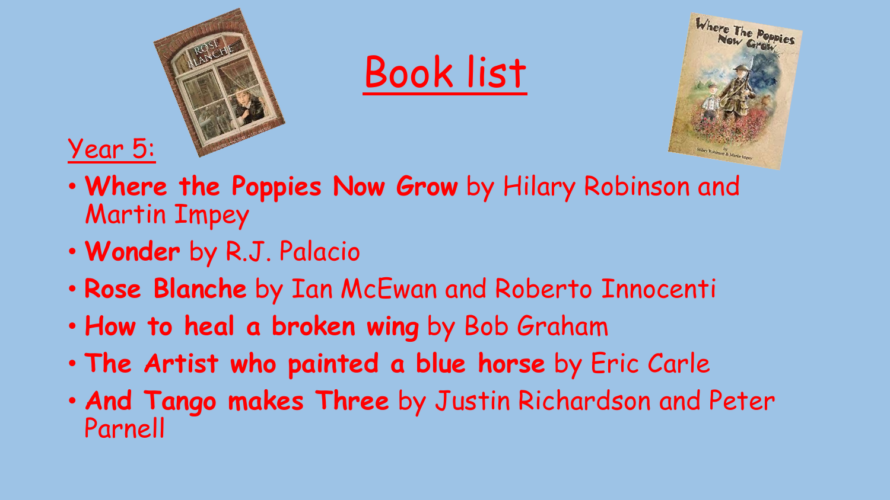# Book list

## Year 5:

- **Where the Poppies Now Grow** by Hilary Robinson and Martin Impey
- **Wonder** by R.J. Palacio
- **Rose Blanche** by Ian McEwan and Roberto Innocenti
- **How to heal a broken wing** by Bob Graham
- **The Artist who painted a blue horse** by Eric Carle
- **And Tango makes Three** by Justin Richardson and Peter Parnell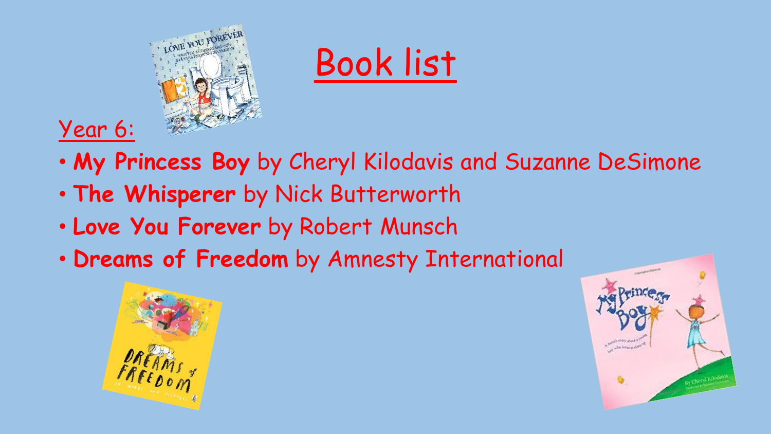# Book list

Year 6:

- **My Princess Boy** by Cheryl Kilodavis and Suzanne DeSimone
- **The Whisperer** by Nick Butterworth
- **Love You Forever** by Robert Munsch
- **Dreams of Freedom** by Amnesty International